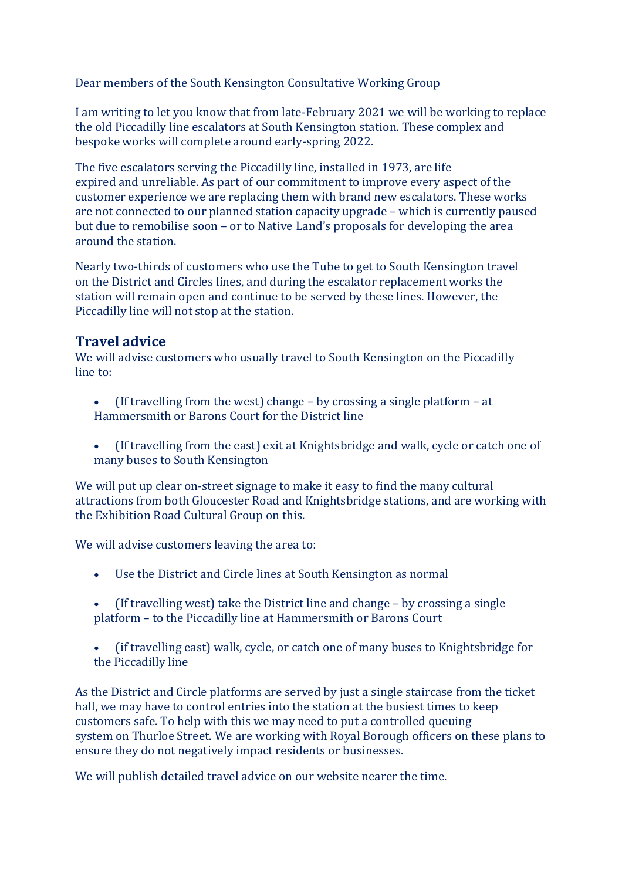Dear members of the South Kensington Consultative Working Group

I am writing to let you know that from late-February 2021 we will be working to replace the old Piccadilly line escalators at South Kensington station. These complex and bespoke works will complete around early-spring 2022.

The five escalators serving the Piccadilly line, installed in 1973, are life expired and unreliable. As part of our commitment to improve every aspect of the customer experience we are replacing them with brand new escalators. These works are not connected to our planned station capacity upgrade – which is currently paused but due to remobilise soon – or to Native Land's proposals for developing the area around the station.

Nearly two-thirds of customers who use the Tube to get to South Kensington travel on the District and Circles lines, and during the escalator replacement works the station will remain open and continue to be served by these lines. However, the Piccadilly line will not stop at the station.

## Travel advice

We will advise customers who usually travel to South Kensington on the Piccadilly line to:

- (If travelling from the west) change – by crossing a single platform – at Hammersmith or Barons Court for the District line
- (If travelling from the east) exit at Knightsbridge and walk, cycle or catch one of many buses to South Kensington

We will put up clear on-street signage to make it easy to find the many cultural attractions from both Gloucester Road and Knightsbridge stations, and are working with the Exhibition Road Cultural Group on this.

We will advise customers leaving the area to:

- Use the District and Circle lines at South Kensington as normal
- (If travelling west) take the District line and change – by crossing a single platform – to the Piccadilly line at Hammersmith or Barons Court
- (if travelling east) walk, cycle, or catch one of many buses to Knightsbridge for the Piccadilly line

As the District and Circle platforms are served by just a single staircase from the ticket hall, we may have to control entries into the station at the busiest times to keep customers safe. To help with this we may need to put a controlled queuing system on Thurloe Street. We are working with Royal Borough officers on these plans to ensure they do not negatively impact residents or businesses.

We will publish detailed travel advice on our website nearer the time.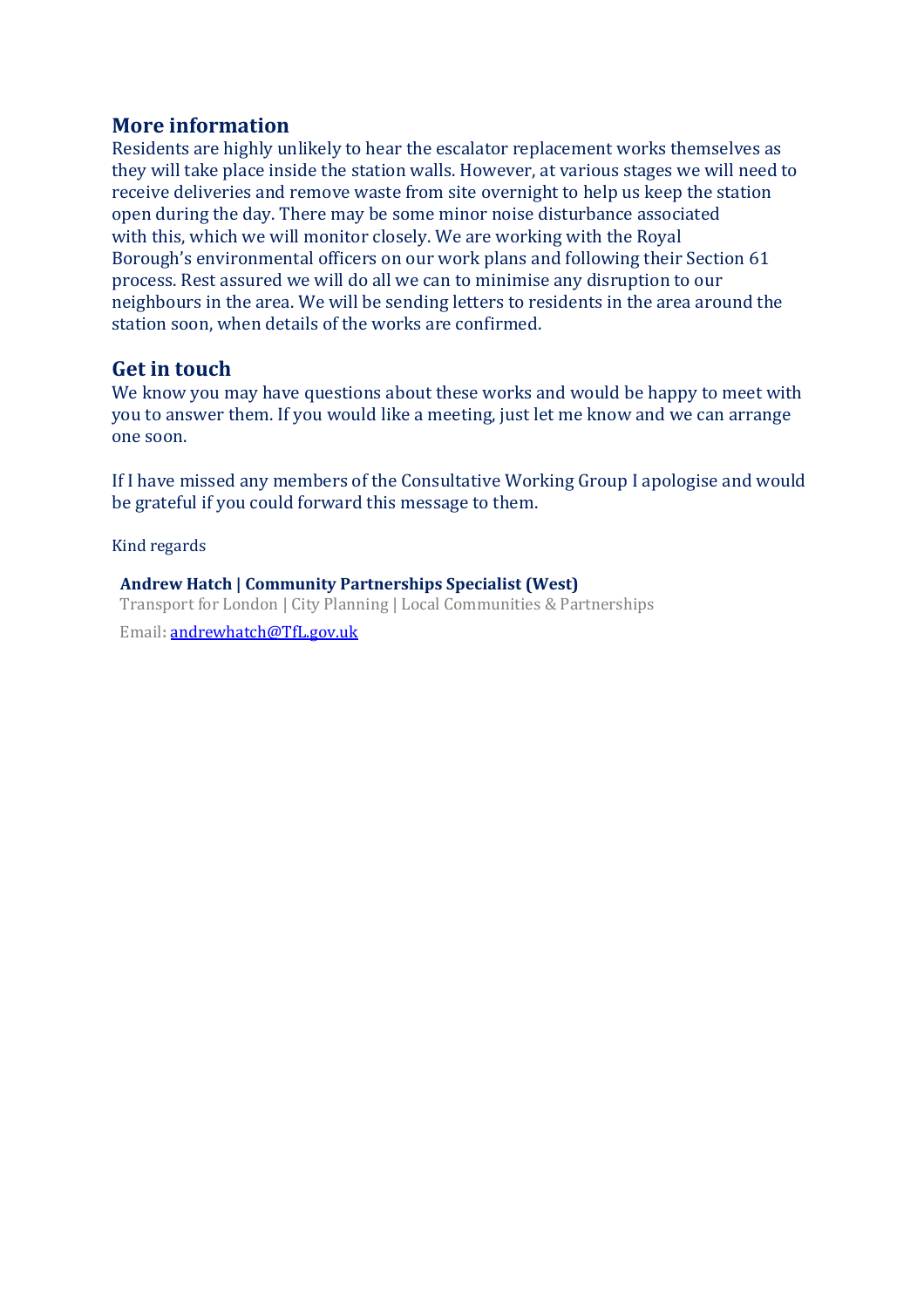## More information

Residents are highly unlikely to hear the escalator replacement works themselves as they will take place inside the station walls. However, at various stages we will need to receive deliveries and remove waste from site overnight to help us keep the station open during the day. There may be some minor noise disturbance associated with this, which we will monitor closely. We are working with the Royal Borough's environmental officers on our work plans and following their Section 61 process. Rest assured we will do all we can to minimise any disruption to our neighbours in the area. We will be sending letters to residents in the area around the station soon, when details of the works are confirmed.

## Get in touch

We know you may have questions about these works and would be happy to meet with you to answer them. If you would like a meeting, just let me know and we can arrange one soon.

If I have missed any members of the Consultative Working Group I apologise and would be grateful if you could forward this message to them.

Kind regards

**Andrew Hatch | Community Partnerships Specialist (West)**
Transport for London | City Planning | Local Communities & Partnerships
Email: andrewhatch@TfL.gov.uk